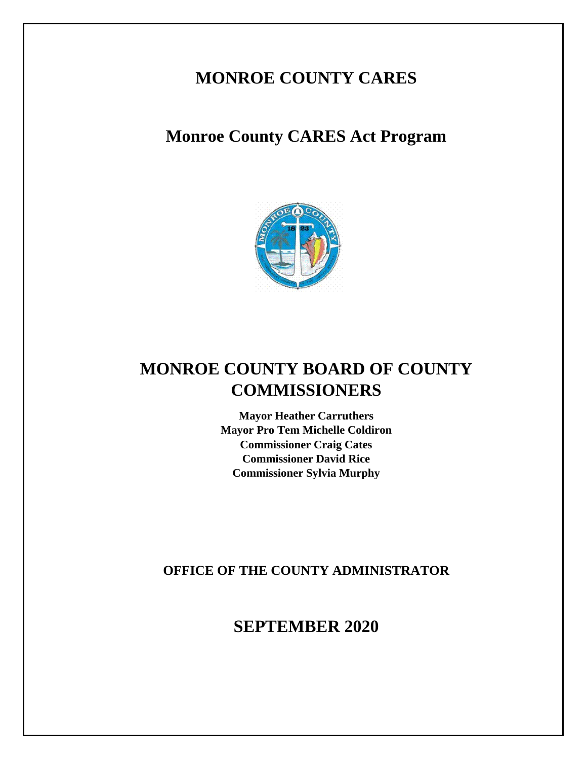# MONROE COUNTY CARES

## Monroe County CARES Act Program

# MONROE COUNTY BOARD OF COUNTY COMMISSIONERS

**Mayor Heather Carruthers**
**Mayor Pro Tem Michelle Coldiron**
**Commissioner Craig Cates**
**Commissioner David Rice**
**Commissioner Sylvia Murphy**

**OFFICE OF THE COUNTY ADMINISTRATOR**

## SEPTEMBER 2020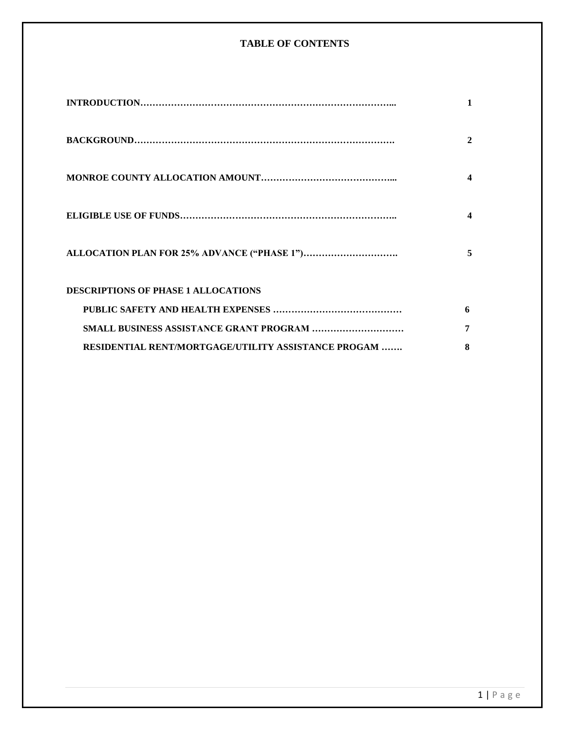**TABLE OF CONTENTS**

| | |
|---|---|
| **INTRODUCTION…………………………………………………………………………...** | **1** |
| **BACKGROUND………………………………………………………………………….** | **2** |
| **MONROE COUNTY ALLOCATION AMOUNT……………………………………...** | **4** |
| **ELIGIBLE USE OF FUNDS……………………………………………………………..** | **4** |
| **ALLOCATION PLAN FOR 25% ADVANCE ("PHASE 1")………………………….** | **5** |
| **DESCRIPTIONS OF PHASE 1 ALLOCATIONS** | |
| **PUBLIC SAFETY AND HEALTH EXPENSES ……………………………………** | **6** |
| **SMALL BUSINESS ASSISTANCE GRANT PROGRAM …………………………** | **7** |
| **RESIDENTIAL RENT/MORTGAGE/UTILITY ASSISTANCE PROGAM …….** | **8** |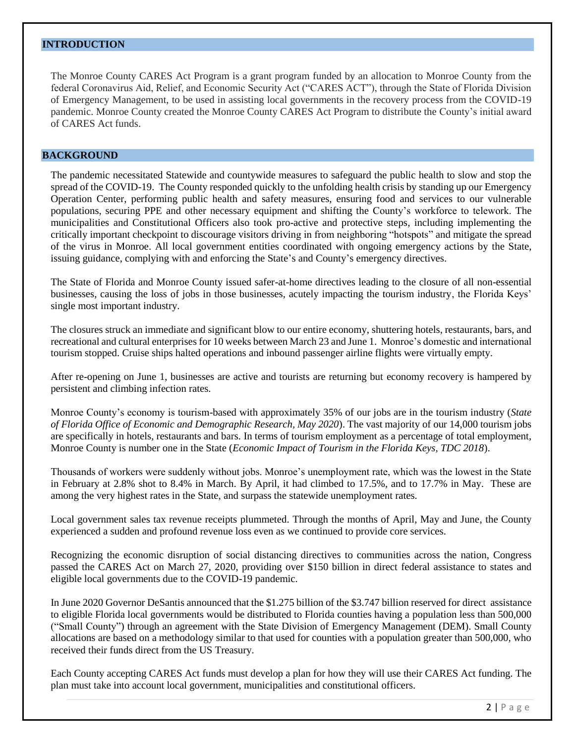## INTRODUCTION

The Monroe County CARES Act Program is a grant program funded by an allocation to Monroe County from the federal Coronavirus Aid, Relief, and Economic Security Act ("CARES ACT"), through the State of Florida Division of Emergency Management, to be used in assisting local governments in the recovery process from the COVID-19 pandemic. Monroe County created the Monroe County CARES Act Program to distribute the County's initial award of CARES Act funds.

## BACKGROUND

The pandemic necessitated Statewide and countywide measures to safeguard the public health to slow and stop the spread of the COVID-19. The County responded quickly to the unfolding health crisis by standing up our Emergency Operation Center, performing public health and safety measures, ensuring food and services to our vulnerable populations, securing PPE and other necessary equipment and shifting the County's workforce to telework. The municipalities and Constitutional Officers also took pro-active and protective steps, including implementing the critically important checkpoint to discourage visitors driving in from neighboring "hotspots" and mitigate the spread of the virus in Monroe. All local government entities coordinated with ongoing emergency actions by the State, issuing guidance, complying with and enforcing the State's and County's emergency directives.

The State of Florida and Monroe County issued safer-at-home directives leading to the closure of all non-essential businesses, causing the loss of jobs in those businesses, acutely impacting the tourism industry, the Florida Keys' single most important industry.

The closures struck an immediate and significant blow to our entire economy, shuttering hotels, restaurants, bars, and recreational and cultural enterprises for 10 weeks between March 23 and June 1. Monroe's domestic and international tourism stopped. Cruise ships halted operations and inbound passenger airline flights were virtually empty.

After re-opening on June 1, businesses are active and tourists are returning but economy recovery is hampered by persistent and climbing infection rates.

Monroe County's economy is tourism-based with approximately 35% of our jobs are in the tourism industry (*State of Florida Office of Economic and Demographic Research, May 2020*). The vast majority of our 14,000 tourism jobs are specifically in hotels, restaurants and bars. In terms of tourism employment as a percentage of total employment, Monroe County is number one in the State (*Economic Impact of Tourism in the Florida Keys, TDC 2018*).

Thousands of workers were suddenly without jobs. Monroe's unemployment rate, which was the lowest in the State in February at 2.8% shot to 8.4% in March. By April, it had climbed to 17.5%, and to 17.7% in May. These are among the very highest rates in the State, and surpass the statewide unemployment rates.

Local government sales tax revenue receipts plummeted. Through the months of April, May and June, the County experienced a sudden and profound revenue loss even as we continued to provide core services.

Recognizing the economic disruption of social distancing directives to communities across the nation, Congress passed the CARES Act on March 27, 2020, providing over $150 billion in direct federal assistance to states and eligible local governments due to the COVID-19 pandemic.

In June 2020 Governor DeSantis announced that the $1.275 billion of the $3.747 billion reserved for direct assistance to eligible Florida local governments would be distributed to Florida counties having a population less than 500,000 ("Small County") through an agreement with the State Division of Emergency Management (DEM). Small County allocations are based on a methodology similar to that used for counties with a population greater than 500,000, who received their funds direct from the US Treasury.

Each County accepting CARES Act funds must develop a plan for how they will use their CARES Act funding. The plan must take into account local government, municipalities and constitutional officers.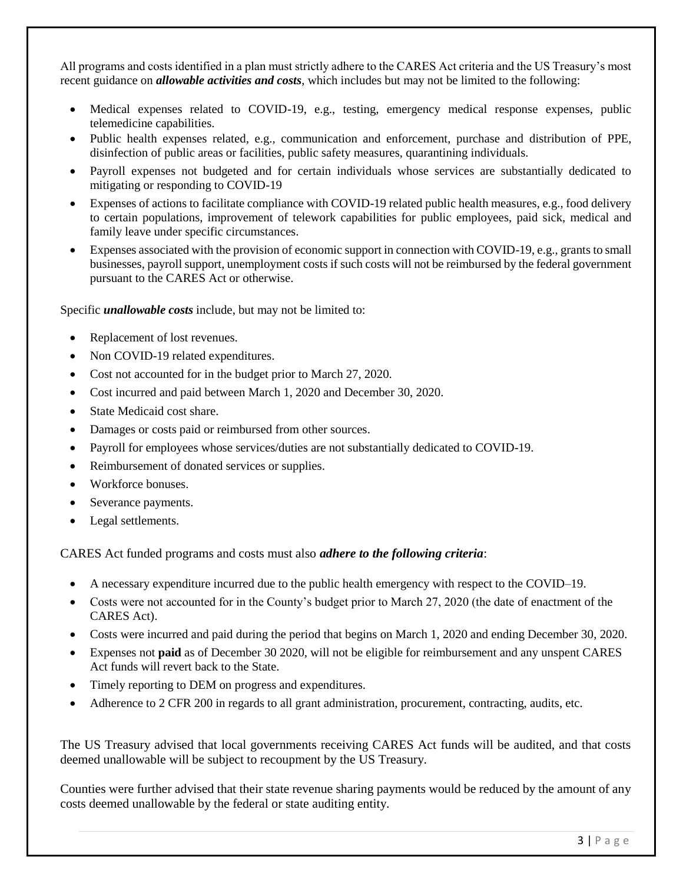All programs and costs identified in a plan must strictly adhere to the CARES Act criteria and the US Treasury's most recent guidance on ***allowable activities and costs***, which includes but may not be limited to the following:

- Medical expenses related to COVID-19, e.g., testing, emergency medical response expenses, public telemedicine capabilities.
- Public health expenses related, e.g., communication and enforcement, purchase and distribution of PPE, disinfection of public areas or facilities, public safety measures, quarantining individuals.
- Payroll expenses not budgeted and for certain individuals whose services are substantially dedicated to mitigating or responding to COVID-19
- Expenses of actions to facilitate compliance with COVID-19 related public health measures, e.g., food delivery to certain populations, improvement of telework capabilities for public employees, paid sick, medical and family leave under specific circumstances.
- Expenses associated with the provision of economic support in connection with COVID-19, e.g., grants to small businesses, payroll support, unemployment costs if such costs will not be reimbursed by the federal government pursuant to the CARES Act or otherwise.

Specific ***unallowable costs*** include, but may not be limited to:

- Replacement of lost revenues.
- Non COVID-19 related expenditures.
- Cost not accounted for in the budget prior to March 27, 2020.
- Cost incurred and paid between March 1, 2020 and December 30, 2020.
- State Medicaid cost share.
- Damages or costs paid or reimbursed from other sources.
- Payroll for employees whose services/duties are not substantially dedicated to COVID-19.
- Reimbursement of donated services or supplies.
- Workforce bonuses.
- Severance payments.
- Legal settlements.

CARES Act funded programs and costs must also ***adhere to the following criteria***:

- A necessary expenditure incurred due to the public health emergency with respect to the COVID–19.
- Costs were not accounted for in the County's budget prior to March 27, 2020 (the date of enactment of the CARES Act).
- Costs were incurred and paid during the period that begins on March 1, 2020 and ending December 30, 2020.
- Expenses not **paid** as of December 30 2020, will not be eligible for reimbursement and any unspent CARES Act funds will revert back to the State.
- Timely reporting to DEM on progress and expenditures.
- Adherence to 2 CFR 200 in regards to all grant administration, procurement, contracting, audits, etc.

The US Treasury advised that local governments receiving CARES Act funds will be audited, and that costs deemed unallowable will be subject to recoupment by the US Treasury.

Counties were further advised that their state revenue sharing payments would be reduced by the amount of any costs deemed unallowable by the federal or state auditing entity.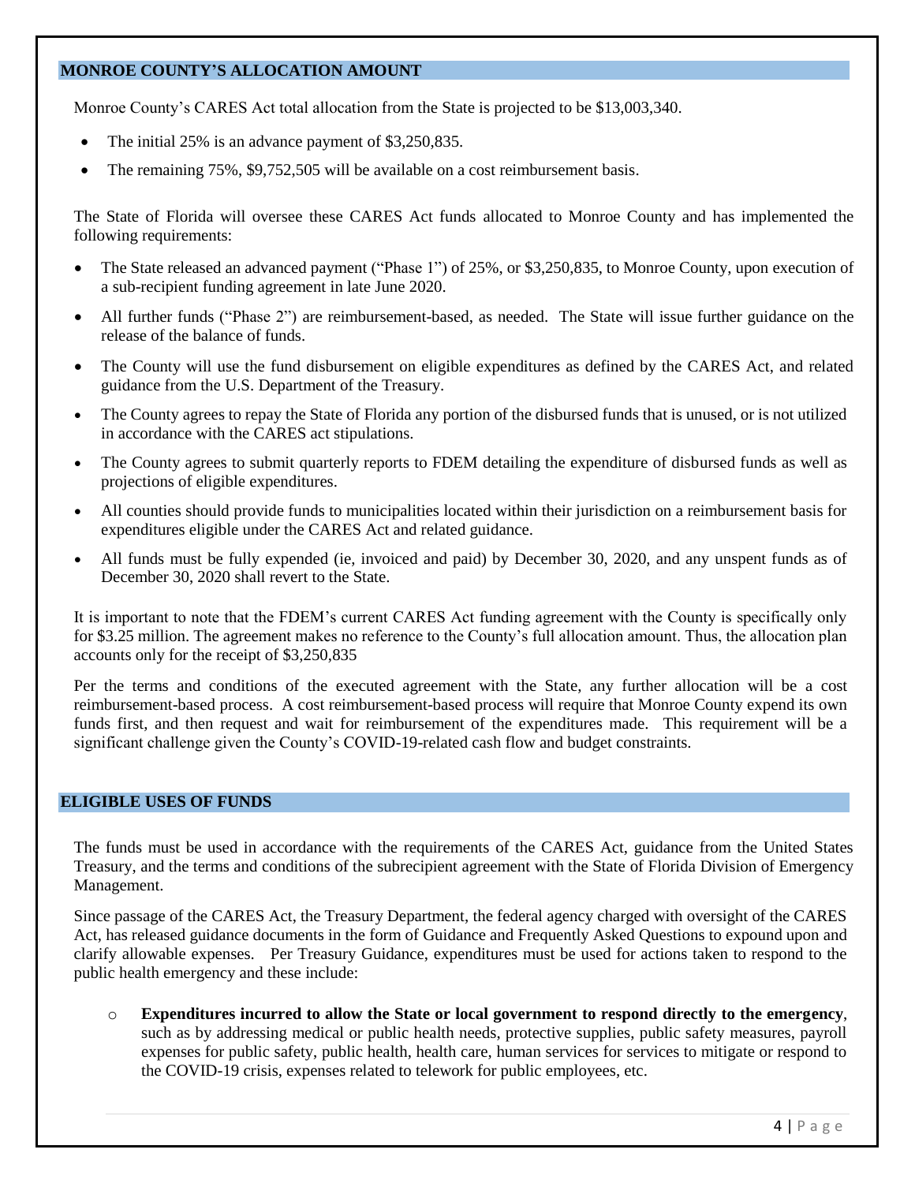## MONROE COUNTY'S ALLOCATION AMOUNT

Monroe County's CARES Act total allocation from the State is projected to be $13,003,340.

- The initial 25% is an advance payment of $3,250,835.
- The remaining 75%, $9,752,505 will be available on a cost reimbursement basis.

The State of Florida will oversee these CARES Act funds allocated to Monroe County and has implemented the following requirements:

- The State released an advanced payment ("Phase 1") of 25%, or $3,250,835, to Monroe County, upon execution of a sub-recipient funding agreement in late June 2020.
- All further funds ("Phase 2") are reimbursement-based, as needed. The State will issue further guidance on the release of the balance of funds.
- The County will use the fund disbursement on eligible expenditures as defined by the CARES Act, and related guidance from the U.S. Department of the Treasury.
- The County agrees to repay the State of Florida any portion of the disbursed funds that is unused, or is not utilized in accordance with the CARES act stipulations.
- The County agrees to submit quarterly reports to FDEM detailing the expenditure of disbursed funds as well as projections of eligible expenditures.
- All counties should provide funds to municipalities located within their jurisdiction on a reimbursement basis for expenditures eligible under the CARES Act and related guidance.
- All funds must be fully expended (ie, invoiced and paid) by December 30, 2020, and any unspent funds as of December 30, 2020 shall revert to the State.

It is important to note that the FDEM's current CARES Act funding agreement with the County is specifically only for $3.25 million. The agreement makes no reference to the County's full allocation amount. Thus, the allocation plan accounts only for the receipt of $3,250,835

Per the terms and conditions of the executed agreement with the State, any further allocation will be a cost reimbursement-based process. A cost reimbursement-based process will require that Monroe County expend its own funds first, and then request and wait for reimbursement of the expenditures made. This requirement will be a significant challenge given the County's COVID-19-related cash flow and budget constraints.

## ELIGIBLE USES OF FUNDS

The funds must be used in accordance with the requirements of the CARES Act, guidance from the United States Treasury, and the terms and conditions of the subrecipient agreement with the State of Florida Division of Emergency Management.

Since passage of the CARES Act, the Treasury Department, the federal agency charged with oversight of the CARES Act, has released guidance documents in the form of Guidance and Frequently Asked Questions to expound upon and clarify allowable expenses. Per Treasury Guidance, expenditures must be used for actions taken to respond to the public health emergency and these include:

- **Expenditures incurred to allow the State or local government to respond directly to the emergency**, such as by addressing medical or public health needs, protective supplies, public safety measures, payroll expenses for public safety, public health, health care, human services for services to mitigate or respond to the COVID-19 crisis, expenses related to telework for public employees, etc.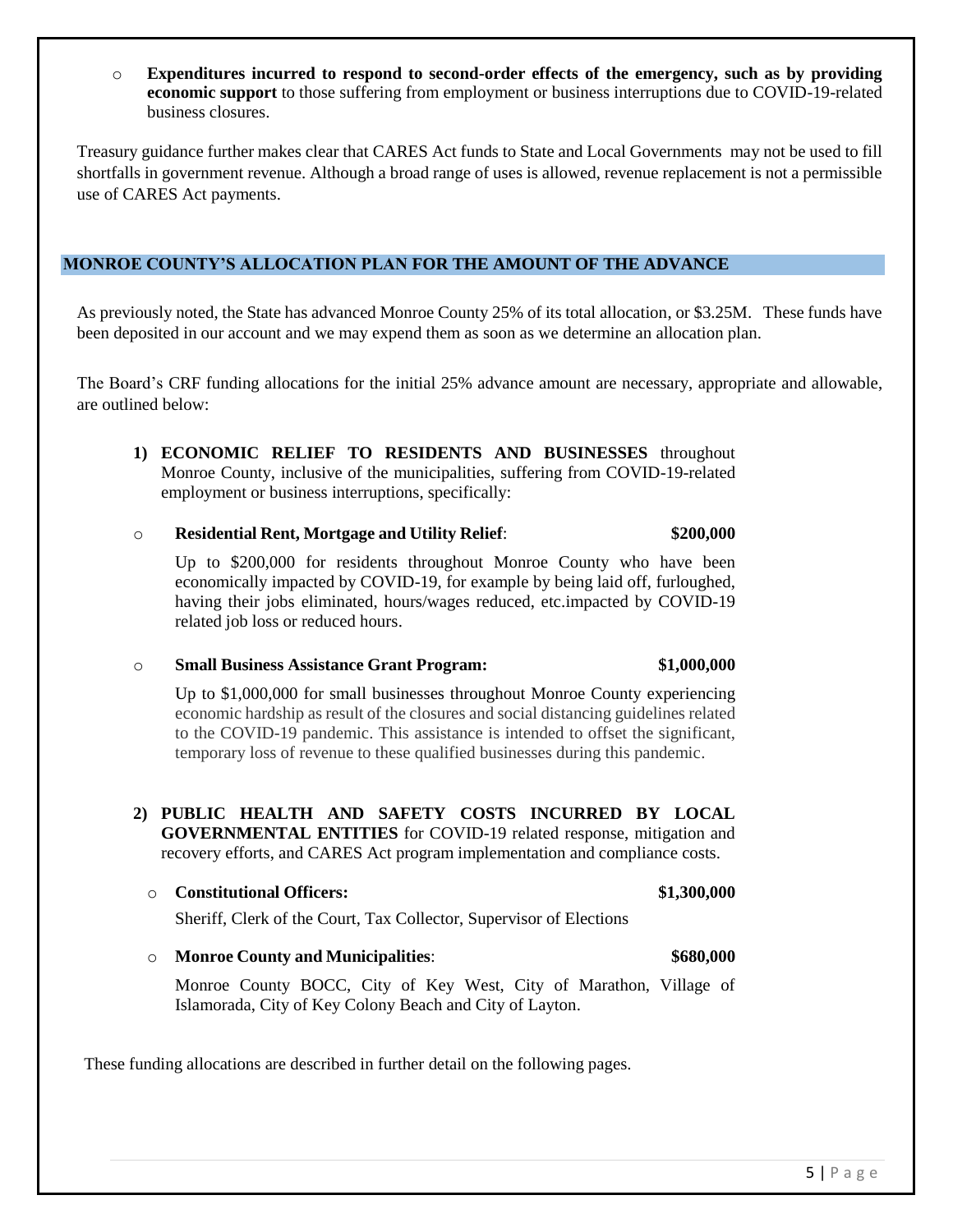- **Expenditures incurred to respond to second-order effects of the emergency, such as by providing economic support** to those suffering from employment or business interruptions due to COVID-19-related business closures.

Treasury guidance further makes clear that CARES Act funds to State and Local Governments may not be used to fill shortfalls in government revenue. Although a broad range of uses is allowed, revenue replacement is not a permissible use of CARES Act payments.

## MONROE COUNTY'S ALLOCATION PLAN FOR THE AMOUNT OF THE ADVANCE

As previously noted, the State has advanced Monroe County 25% of its total allocation, or \$3.25M. These funds have been deposited in our account and we may expend them as soon as we determine an allocation plan.

The Board's CRF funding allocations for the initial 25% advance amount are necessary, appropriate and allowable, are outlined below:

1) **ECONOMIC RELIEF TO RESIDENTS AND BUSINESSES** throughout Monroe County, inclusive of the municipalities, suffering from COVID-19-related employment or business interruptions, specifically:

   - **Residential Rent, Mortgage and Utility Relief**: **\$200,000**

     Up to \$200,000 for residents throughout Monroe County who have been economically impacted by COVID-19, for example by being laid off, furloughed, having their jobs eliminated, hours/wages reduced, etc.impacted by COVID-19 related job loss or reduced hours.

   - **Small Business Assistance Grant Program: \$1,000,000**

     Up to \$1,000,000 for small businesses throughout Monroe County experiencing economic hardship as result of the closures and social distancing guidelines related to the COVID-19 pandemic. This assistance is intended to offset the significant, temporary loss of revenue to these qualified businesses during this pandemic.

2) **PUBLIC HEALTH AND SAFETY COSTS INCURRED BY LOCAL GOVERNMENTAL ENTITIES** for COVID-19 related response, mitigation and recovery efforts, and CARES Act program implementation and compliance costs.

   - **Constitutional Officers: \$1,300,000**

     Sheriff, Clerk of the Court, Tax Collector, Supervisor of Elections

   - **Monroe County and Municipalities**: **\$680,000**

     Monroe County BOCC, City of Key West, City of Marathon, Village of Islamorada, City of Key Colony Beach and City of Layton.

These funding allocations are described in further detail on the following pages.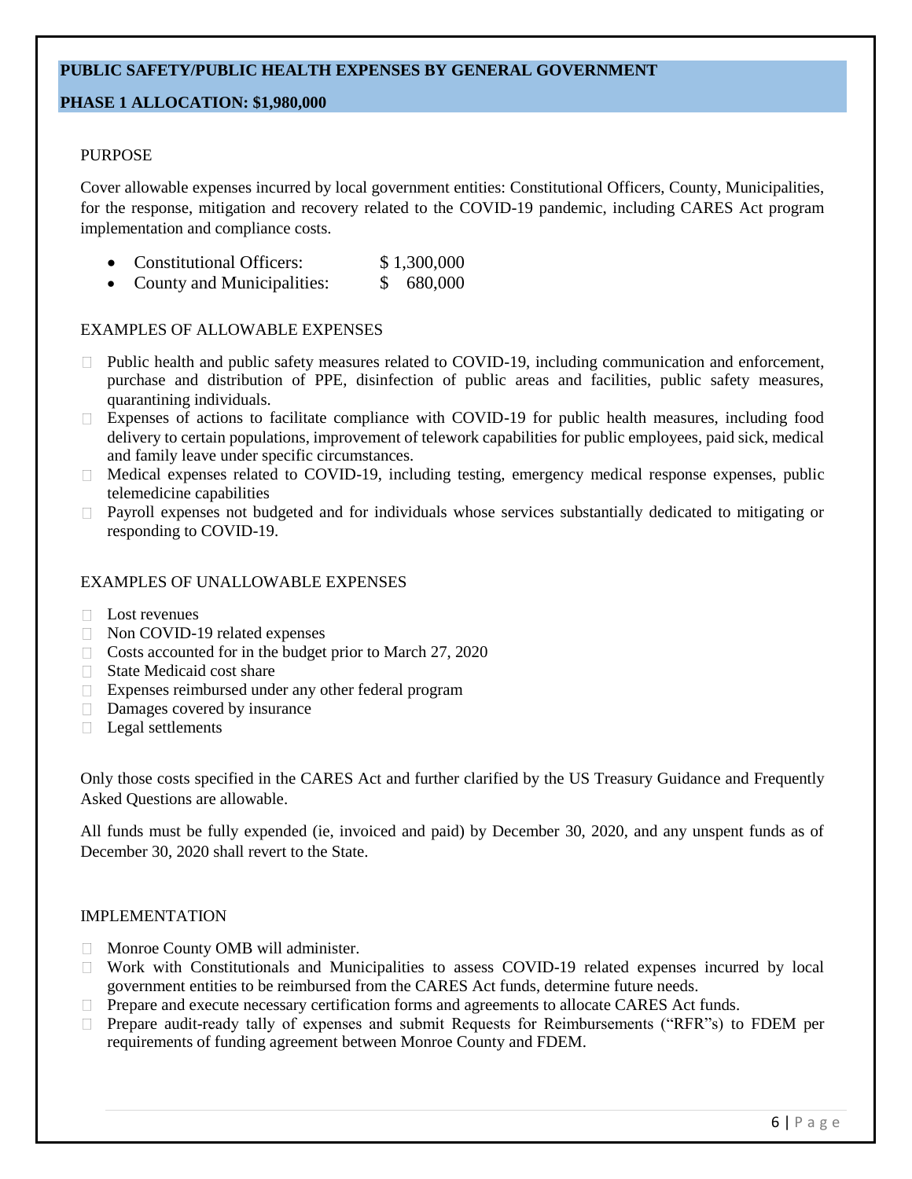## PUBLIC SAFETY/PUBLIC HEALTH EXPENSES BY GENERAL GOVERNMENT

## PHASE 1 ALLOCATION: $1,980,000

PURPOSE

Cover allowable expenses incurred by local government entities: Constitutional Officers, County, Municipalities, for the response, mitigation and recovery related to the COVID-19 pandemic, including CARES Act program implementation and compliance costs.

- Constitutional Officers: $ 1,300,000
- County and Municipalities: $ 680,000

EXAMPLES OF ALLOWABLE EXPENSES

- Public health and public safety measures related to COVID-19, including communication and enforcement, purchase and distribution of PPE, disinfection of public areas and facilities, public safety measures, quarantining individuals.
- Expenses of actions to facilitate compliance with COVID-19 for public health measures, including food delivery to certain populations, improvement of telework capabilities for public employees, paid sick, medical and family leave under specific circumstances.
- Medical expenses related to COVID-19, including testing, emergency medical response expenses, public telemedicine capabilities
- Payroll expenses not budgeted and for individuals whose services substantially dedicated to mitigating or responding to COVID-19.

EXAMPLES OF UNALLOWABLE EXPENSES

- Lost revenues
- Non COVID-19 related expenses
- Costs accounted for in the budget prior to March 27, 2020
- State Medicaid cost share
- Expenses reimbursed under any other federal program
- Damages covered by insurance
- Legal settlements

Only those costs specified in the CARES Act and further clarified by the US Treasury Guidance and Frequently Asked Questions are allowable.

All funds must be fully expended (ie, invoiced and paid) by December 30, 2020, and any unspent funds as of December 30, 2020 shall revert to the State.

IMPLEMENTATION

- Monroe County OMB will administer.
- Work with Constitutionals and Municipalities to assess COVID-19 related expenses incurred by local government entities to be reimbursed from the CARES Act funds, determine future needs.
- Prepare and execute necessary certification forms and agreements to allocate CARES Act funds.
- Prepare audit-ready tally of expenses and submit Requests for Reimbursements ("RFR"s) to FDEM per requirements of funding agreement between Monroe County and FDEM.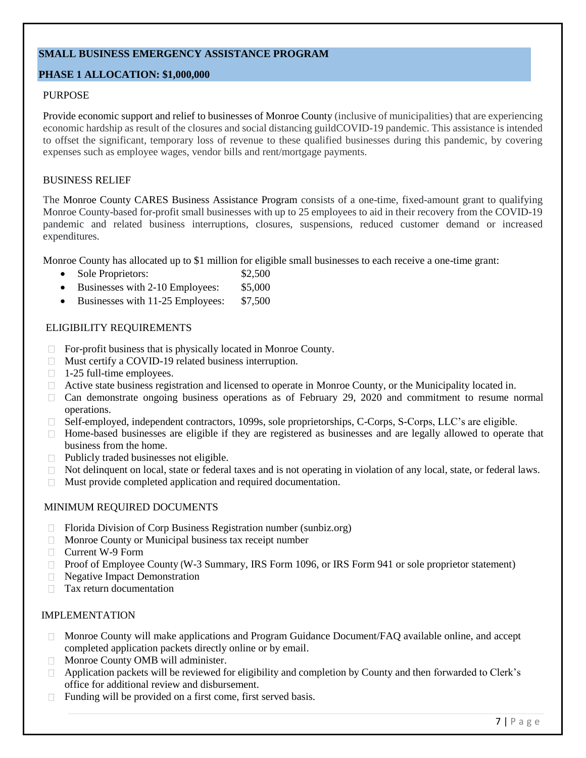## SMALL BUSINESS EMERGENCY ASSISTANCE PROGRAM

### PHASE 1 ALLOCATION: $1,000,000

PURPOSE

Provide economic support and relief to businesses of Monroe County (inclusive of municipalities) that are experiencing economic hardship as result of the closures and social distancing guildCOVID-19 pandemic. This assistance is intended to offset the significant, temporary loss of revenue to these qualified businesses during this pandemic, by covering expenses such as employee wages, vendor bills and rent/mortgage payments.

BUSINESS RELIEF

The Monroe County CARES Business Assistance Program consists of a one-time, fixed-amount grant to qualifying Monroe County-based for-profit small businesses with up to 25 employees to aid in their recovery from the COVID-19 pandemic and related business interruptions, closures, suspensions, reduced customer demand or increased expenditures.

Monroe County has allocated up to $1 million for eligible small businesses to each receive a one-time grant:

- Sole Proprietors: $2,500
- Businesses with 2-10 Employees: $5,000
- Businesses with 11-25 Employees: $7,500

ELIGIBILITY REQUIREMENTS

- For-profit business that is physically located in Monroe County.
- Must certify a COVID-19 related business interruption.
- 1-25 full-time employees.
- Active state business registration and licensed to operate in Monroe County, or the Municipality located in.
- Can demonstrate ongoing business operations as of February 29, 2020 and commitment to resume normal operations.
- Self-employed, independent contractors, 1099s, sole proprietorships, C-Corps, S-Corps, LLC's are eligible.
- Home-based businesses are eligible if they are registered as businesses and are legally allowed to operate that business from the home.
- Publicly traded businesses not eligible.
- Not delinquent on local, state or federal taxes and is not operating in violation of any local, state, or federal laws.
- Must provide completed application and required documentation.

MINIMUM REQUIRED DOCUMENTS

- Florida Division of Corp Business Registration number (sunbiz.org)
- Monroe County or Municipal business tax receipt number
- Current W-9 Form
- Proof of Employee County (W-3 Summary, IRS Form 1096, or IRS Form 941 or sole proprietor statement)
- Negative Impact Demonstration
- Tax return documentation

IMPLEMENTATION

- Monroe County will make applications and Program Guidance Document/FAQ available online, and accept completed application packets directly online or by email.
- Monroe County OMB will administer.
- Application packets will be reviewed for eligibility and completion by County and then forwarded to Clerk's office for additional review and disbursement.
- Funding will be provided on a first come, first served basis.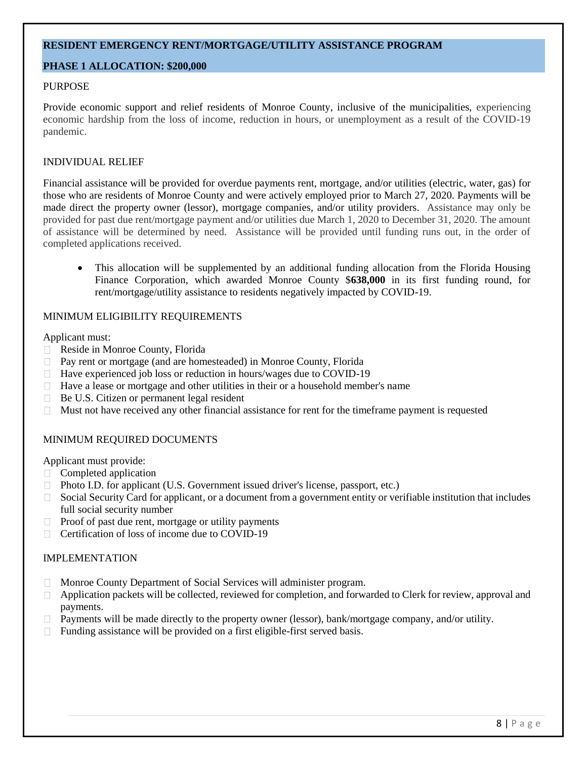## RESIDENT EMERGENCY RENT/MORTGAGE/UTILITY ASSISTANCE PROGRAM

## PHASE 1 ALLOCATION: $200,000

### PURPOSE

Provide economic support and relief residents of Monroe County, inclusive of the municipalities, experiencing economic hardship from the loss of income, reduction in hours, or unemployment as a result of the COVID-19 pandemic.

### INDIVIDUAL RELIEF

Financial assistance will be provided for overdue payments rent, mortgage, and/or utilities (electric, water, gas) for those who are residents of Monroe County and were actively employed prior to March 27, 2020. Payments will be made direct the property owner (lessor), mortgage companies, and/or utility providers. Assistance may only be provided for past due rent/mortgage payment and/or utilities due March 1, 2020 to December 31, 2020. The amount of assistance will be determined by need. Assistance will be provided until funding runs out, in the order of completed applications received.

- This allocation will be supplemented by an additional funding allocation from the Florida Housing Finance Corporation, which awarded Monroe County $**638,000** in its first funding round, for rent/mortgage/utility assistance to residents negatively impacted by COVID-19.

### MINIMUM ELIGIBILITY REQUIREMENTS

Applicant must:

- Reside in Monroe County, Florida
- Pay rent or mortgage (and are homesteaded) in Monroe County, Florida
- Have experienced job loss or reduction in hours/wages due to COVID-19
- Have a lease or mortgage and other utilities in their or a household member's name
- Be U.S. Citizen or permanent legal resident
- Must not have received any other financial assistance for rent for the timeframe payment is requested

### MINIMUM REQUIRED DOCUMENTS

Applicant must provide:

- Completed application
- Photo I.D. for applicant (U.S. Government issued driver's license, passport, etc.)
- Social Security Card for applicant, or a document from a government entity or verifiable institution that includes full social security number
- Proof of past due rent, mortgage or utility payments
- Certification of loss of income due to COVID-19

### IMPLEMENTATION

- Monroe County Department of Social Services will administer program.
- Application packets will be collected, reviewed for completion, and forwarded to Clerk for review, approval and payments.
- Payments will be made directly to the property owner (lessor), bank/mortgage company, and/or utility.
- Funding assistance will be provided on a first eligible-first served basis.